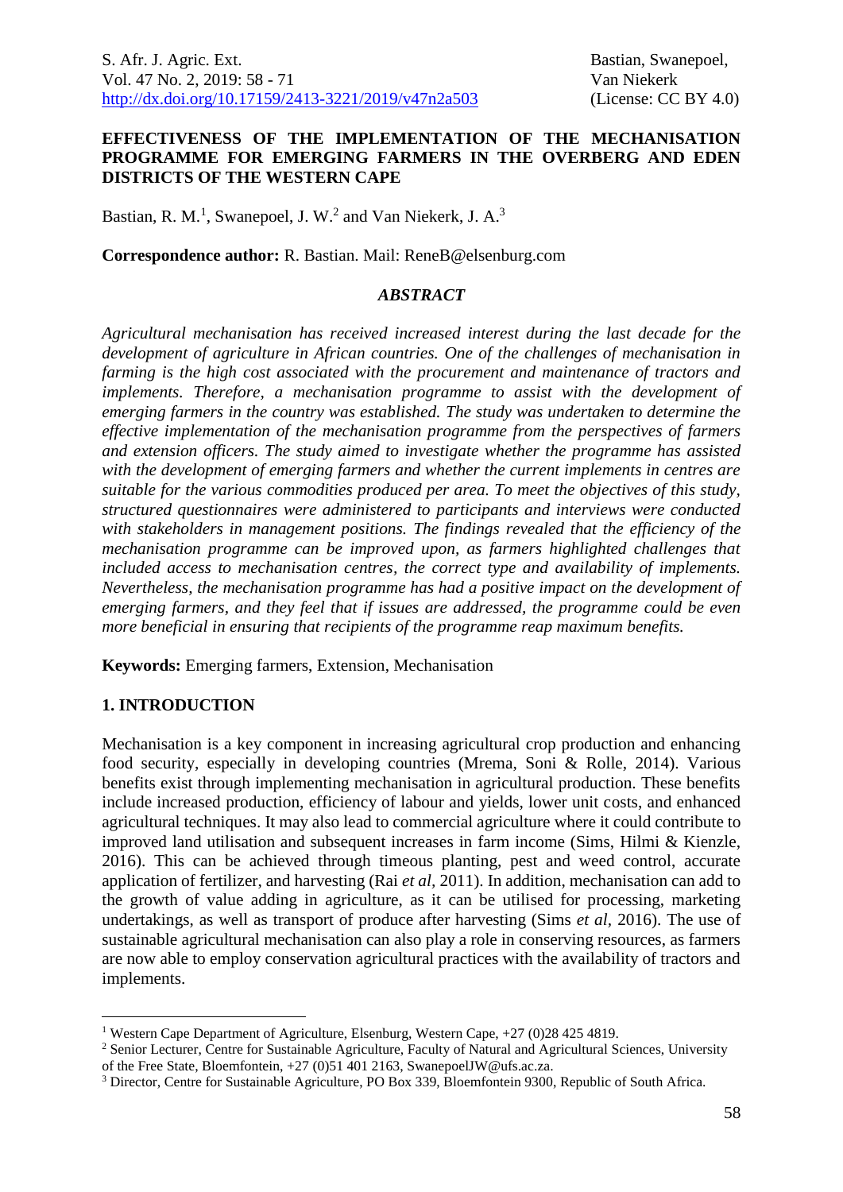# EFFECTIVENESS OF THE IMPLEMENTATION OF THE MECHANISATION PROGRAMME FOR EMERGING FARMERS IN THE OVERBERG AND EDEN DISTRICTS OF THE WESTERN CAPE

Bastian, R. M.[1], Swanepoel, J. W.[2] and Van Niekerk, J. A.[3]

**Correspondence author:** R. Bastian. Mail: ReneB@elsenburg.com

## *ABSTRACT*

*Agricultural mechanisation has received increased interest during the last decade for the development of agriculture in African countries. One of the challenges of mechanisation in farming is the high cost associated with the procurement and maintenance of tractors and implements. Therefore, a mechanisation programme to assist with the development of emerging farmers in the country was established. The study was undertaken to determine the effective implementation of the mechanisation programme from the perspectives of farmers and extension officers. The study aimed to investigate whether the programme has assisted with the development of emerging farmers and whether the current implements in centres are suitable for the various commodities produced per area. To meet the objectives of this study, structured questionnaires were administered to participants and interviews were conducted with stakeholders in management positions. The findings revealed that the efficiency of the mechanisation programme can be improved upon, as farmers highlighted challenges that included access to mechanisation centres, the correct type and availability of implements. Nevertheless, the mechanisation programme has had a positive impact on the development of emerging farmers, and they feel that if issues are addressed, the programme could be even more beneficial in ensuring that recipients of the programme reap maximum benefits.*

**Keywords:** Emerging farmers, Extension, Mechanisation

## 1. INTRODUCTION

Mechanisation is a key component in increasing agricultural crop production and enhancing food security, especially in developing countries (Mrema, Soni & Rolle, 2014). Various benefits exist through implementing mechanisation in agricultural production. These benefits include increased production, efficiency of labour and yields, lower unit costs, and enhanced agricultural techniques. It may also lead to commercial agriculture where it could contribute to improved land utilisation and subsequent increases in farm income (Sims, Hilmi & Kienzle, 2016). This can be achieved through timeous planting, pest and weed control, accurate application of fertilizer, and harvesting (Rai *et al*, 2011). In addition, mechanisation can add to the growth of value adding in agriculture, as it can be utilised for processing, marketing undertakings, as well as transport of produce after harvesting (Sims *et al*, 2016). The use of sustainable agricultural mechanisation can also play a role in conserving resources, as farmers are now able to employ conservation agricultural practices with the availability of tractors and implements.

---

[1] Western Cape Department of Agriculture, Elsenburg, Western Cape, +27 (0)28 425 4819.

[2] Senior Lecturer, Centre for Sustainable Agriculture, Faculty of Natural and Agricultural Sciences, University of the Free State, Bloemfontein, +27 (0)51 401 2163, SwanepoelJW@ufs.ac.za.

[3] Director, Centre for Sustainable Agriculture, PO Box 339, Bloemfontein 9300, Republic of South Africa.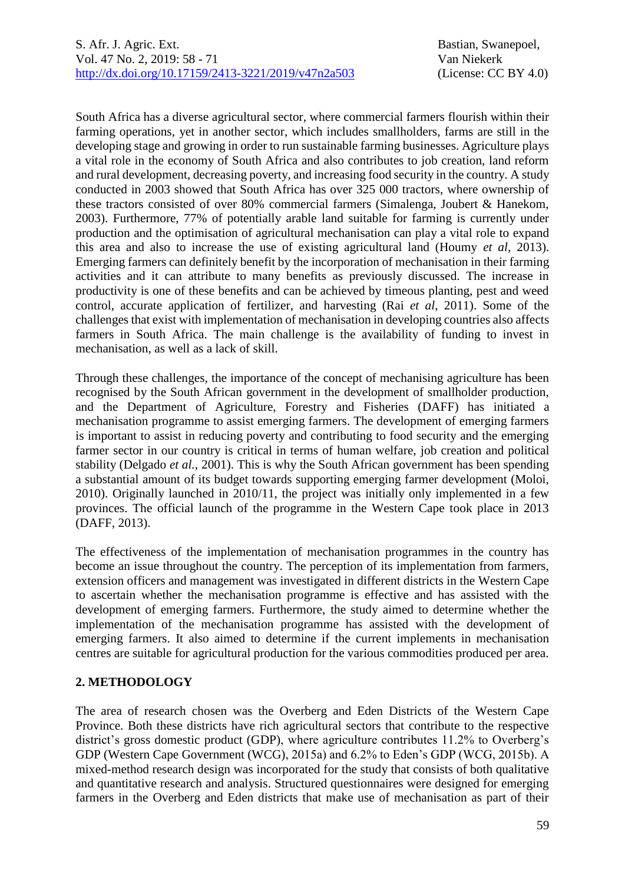South Africa has a diverse agricultural sector, where commercial farmers flourish within their farming operations, yet in another sector, which includes smallholders, farms are still in the developing stage and growing in order to run sustainable farming businesses. Agriculture plays a vital role in the economy of South Africa and also contributes to job creation, land reform and rural development, decreasing poverty, and increasing food security in the country. A study conducted in 2003 showed that South Africa has over 325 000 tractors, where ownership of these tractors consisted of over 80% commercial farmers (Simalenga, Joubert & Hanekom, 2003). Furthermore, 77% of potentially arable land suitable for farming is currently under production and the optimisation of agricultural mechanisation can play a vital role to expand this area and also to increase the use of existing agricultural land (Houmy *et al*, 2013). Emerging farmers can definitely benefit by the incorporation of mechanisation in their farming activities and it can attribute to many benefits as previously discussed. The increase in productivity is one of these benefits and can be achieved by timeous planting, pest and weed control, accurate application of fertilizer, and harvesting (Rai *et al*, 2011). Some of the challenges that exist with implementation of mechanisation in developing countries also affects farmers in South Africa. The main challenge is the availability of funding to invest in mechanisation, as well as a lack of skill.

Through these challenges, the importance of the concept of mechanising agriculture has been recognised by the South African government in the development of smallholder production, and the Department of Agriculture, Forestry and Fisheries (DAFF) has initiated a mechanisation programme to assist emerging farmers. The development of emerging farmers is important to assist in reducing poverty and contributing to food security and the emerging farmer sector in our country is critical in terms of human welfare, job creation and political stability (Delgado *et al.*, 2001). This is why the South African government has been spending a substantial amount of its budget towards supporting emerging farmer development (Moloi, 2010). Originally launched in 2010/11, the project was initially only implemented in a few provinces. The official launch of the programme in the Western Cape took place in 2013 (DAFF, 2013).

The effectiveness of the implementation of mechanisation programmes in the country has become an issue throughout the country. The perception of its implementation from farmers, extension officers and management was investigated in different districts in the Western Cape to ascertain whether the mechanisation programme is effective and has assisted with the development of emerging farmers. Furthermore, the study aimed to determine whether the implementation of the mechanisation programme has assisted with the development of emerging farmers. It also aimed to determine if the current implements in mechanisation centres are suitable for agricultural production for the various commodities produced per area.

## 2. METHODOLOGY

The area of research chosen was the Overberg and Eden Districts of the Western Cape Province. Both these districts have rich agricultural sectors that contribute to the respective district's gross domestic product (GDP), where agriculture contributes 11.2% to Overberg's GDP (Western Cape Government (WCG), 2015a) and 6.2% to Eden's GDP (WCG, 2015b). A mixed-method research design was incorporated for the study that consists of both qualitative and quantitative research and analysis. Structured questionnaires were designed for emerging farmers in the Overberg and Eden districts that make use of mechanisation as part of their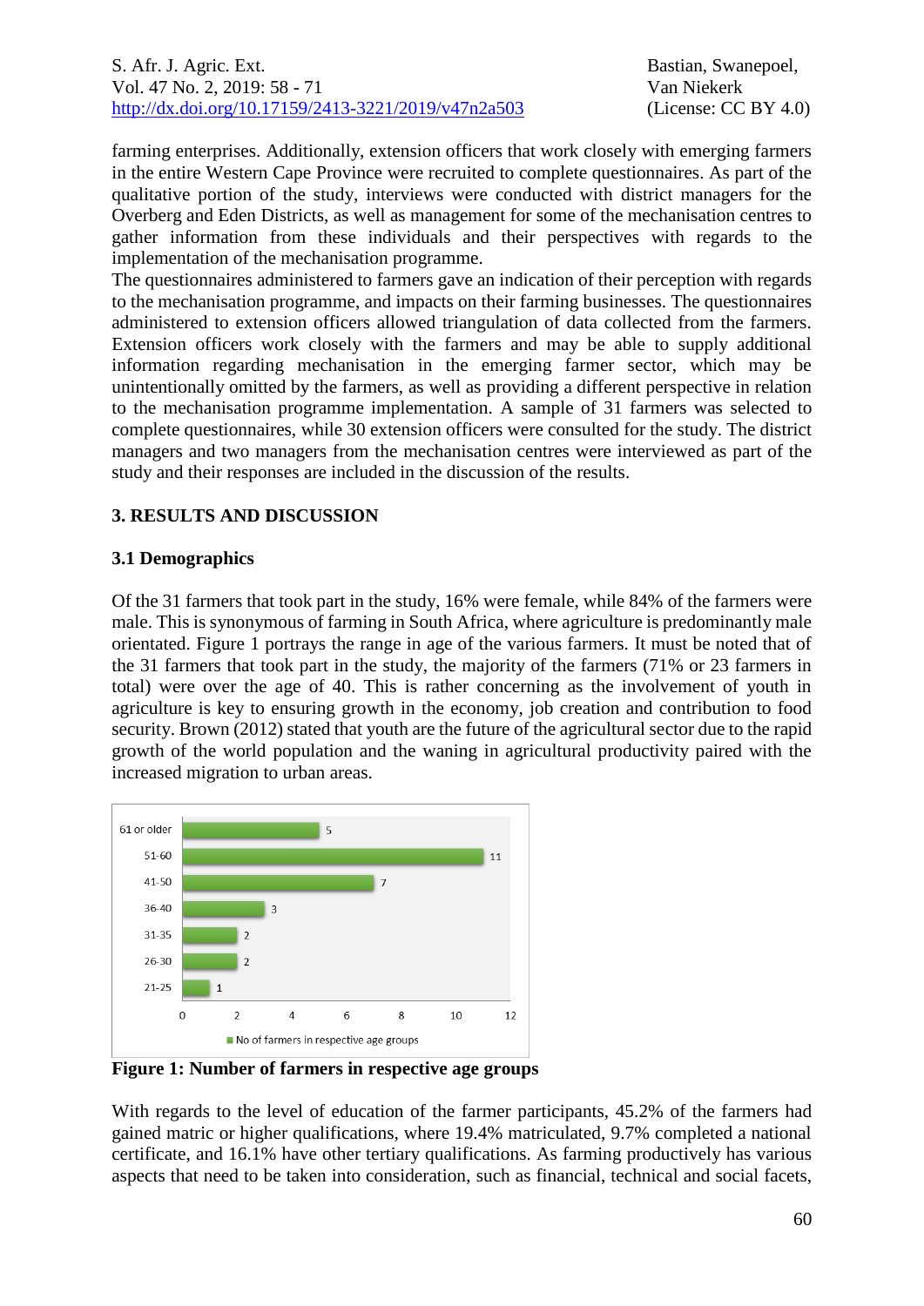farming enterprises. Additionally, extension officers that work closely with emerging farmers in the entire Western Cape Province were recruited to complete questionnaires. As part of the qualitative portion of the study, interviews were conducted with district managers for the Overberg and Eden Districts, as well as management for some of the mechanisation centres to gather information from these individuals and their perspectives with regards to the implementation of the mechanisation programme.

The questionnaires administered to farmers gave an indication of their perception with regards to the mechanisation programme, and impacts on their farming businesses. The questionnaires administered to extension officers allowed triangulation of data collected from the farmers. Extension officers work closely with the farmers and may be able to supply additional information regarding mechanisation in the emerging farmer sector, which may be unintentionally omitted by the farmers, as well as providing a different perspective in relation to the mechanisation programme implementation. A sample of 31 farmers was selected to complete questionnaires, while 30 extension officers were consulted for the study. The district managers and two managers from the mechanisation centres were interviewed as part of the study and their responses are included in the discussion of the results.

## 3. RESULTS AND DISCUSSION

### 3.1 Demographics

Of the 31 farmers that took part in the study, 16% were female, while 84% of the farmers were male. This is synonymous of farming in South Africa, where agriculture is predominantly male orientated. Figure 1 portrays the range in age of the various farmers. It must be noted that of the 31 farmers that took part in the study, the majority of the farmers (71% or 23 farmers in total) were over the age of 40. This is rather concerning as the involvement of youth in agriculture is key to ensuring growth in the economy, job creation and contribution to food security. Brown (2012) stated that youth are the future of the agricultural sector due to the rapid growth of the world population and the waning in agricultural productivity paired with the increased migration to urban areas.

| Age group | No of farmers in respective age groups |
|---|---|
| 61 or older | 5 |
| 51-60 | 11 |
| 41-50 | 7 |
| 36-40 | 3 |
| 31-35 | 2 |
| 26-30 | 2 |
| 21-25 | 1 |

**Figure 1: Number of farmers in respective age groups**

With regards to the level of education of the farmer participants, 45.2% of the farmers had gained matric or higher qualifications, where 19.4% matriculated, 9.7% completed a national certificate, and 16.1% have other tertiary qualifications. As farming productively has various aspects that need to be taken into consideration, such as financial, technical and social facets,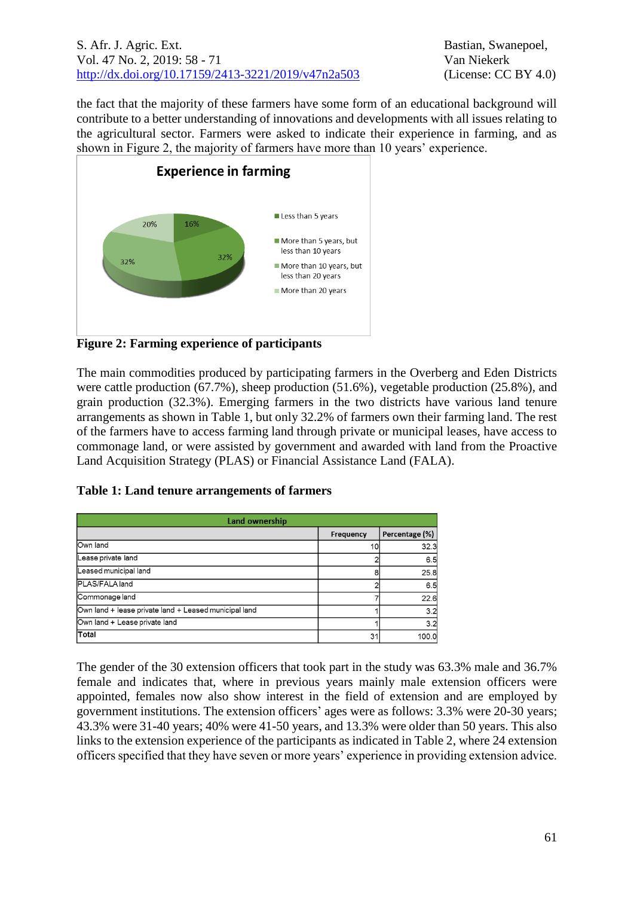the fact that the majority of these farmers have some form of an educational background will contribute to a better understanding of innovations and developments with all issues relating to the agricultural sector. Farmers were asked to indicate their experience in farming, and as shown in Figure 2, the majority of farmers have more than 10 years' experience.

**Figure 2: Farming experience of participants**

The main commodities produced by participating farmers in the Overberg and Eden Districts were cattle production (67.7%), sheep production (51.6%), vegetable production (25.8%), and grain production (32.3%). Emerging farmers in the two districts have various land tenure arrangements as shown in Table 1, but only 32.2% of farmers own their farming land. The rest of the farmers have to access farming land through private or municipal leases, have access to commonage land, or were assisted by government and awarded with land from the Proactive Land Acquisition Strategy (PLAS) or Financial Assistance Land (FALA).

**Table 1: Land tenure arrangements of farmers**

| Land ownership | | |
|---|---|---|
| | Frequency | Percentage (%) |
| Own land | 10 | 32.3 |
| Lease private land | 2 | 6.5 |
| Leased municipal land | 8 | 25.8 |
| PLAS/FALA land | 2 | 6.5 |
| Commonage land | 7 | 22.6 |
| Own land + lease private land + Leased municipal land | 1 | 3.2 |
| Own land + Lease private land | 1 | 3.2 |
| Total | 31 | 100.0 |

The gender of the 30 extension officers that took part in the study was 63.3% male and 36.7% female and indicates that, where in previous years mainly male extension officers were appointed, females now also show interest in the field of extension and are employed by government institutions. The extension officers' ages were as follows: 3.3% were 20-30 years; 43.3% were 31-40 years; 40% were 41-50 years, and 13.3% were older than 50 years. This also links to the extension experience of the participants as indicated in Table 2, where 24 extension officers specified that they have seven or more years' experience in providing extension advice.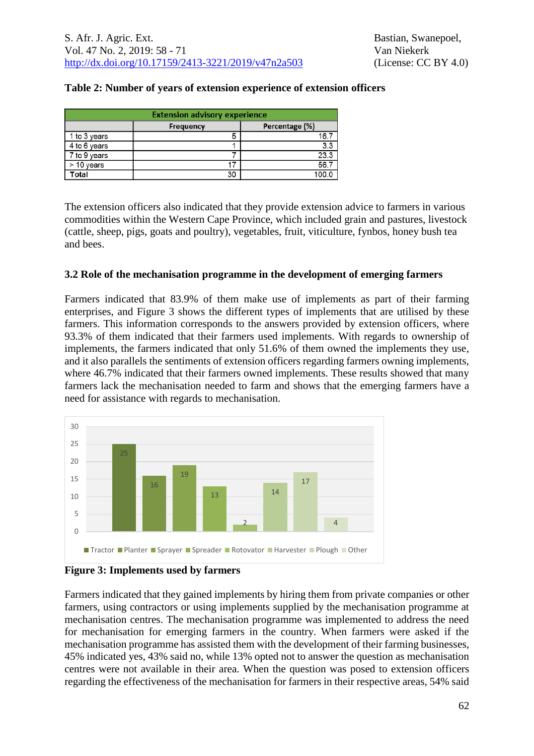**Table 2: Number of years of extension experience of extension officers**

| Extension advisory experience | | |
|---|---|---|
| | Frequency | Percentage (%) |
| 1 to 3 years | 5 | 16.7 |
| 4 to 6 years | 1 | 3.3 |
| 7 to 9 years | 7 | 23.3 |
| > 10 years | 17 | 56.7 |
| **Total** | 30 | 100.0 |

The extension officers also indicated that they provide extension advice to farmers in various commodities within the Western Cape Province, which included grain and pastures, livestock (cattle, sheep, pigs, goats and poultry), vegetables, fruit, viticulture, fynbos, honey bush tea and bees.

### 3.2 Role of the mechanisation programme in the development of emerging farmers

Farmers indicated that 83.9% of them make use of implements as part of their farming enterprises, and Figure 3 shows the different types of implements that are utilised by these farmers. This information corresponds to the answers provided by extension officers, where 93.3% of them indicated that their farmers used implements. With regards to ownership of implements, the farmers indicated that only 51.6% of them owned the implements they use, and it also parallels the sentiments of extension officers regarding farmers owning implements, where 46.7% indicated that their farmers owned implements. These results showed that many farmers lack the mechanisation needed to farm and shows that the emerging farmers have a need for assistance with regards to mechanisation.

| Implement | Number |
|---|---|
| Tractor | 25 |
| Planter | 16 |
| Sprayer | 19 |
| Spreader | 13 |
| Rotovator | 2 |
| Harvester | 14 |
| Plough | 17 |
| Other | 4 |

**Figure 3: Implements used by farmers**

Farmers indicated that they gained implements by hiring them from private companies or other farmers, using contractors or using implements supplied by the mechanisation programme at mechanisation centres. The mechanisation programme was implemented to address the need for mechanisation for emerging farmers in the country. When farmers were asked if the mechanisation programme has assisted them with the development of their farming businesses, 45% indicated yes, 43% said no, while 13% opted not to answer the question as mechanisation centres were not available in their area. When the question was posed to extension officers regarding the effectiveness of the mechanisation for farmers in their respective areas, 54% said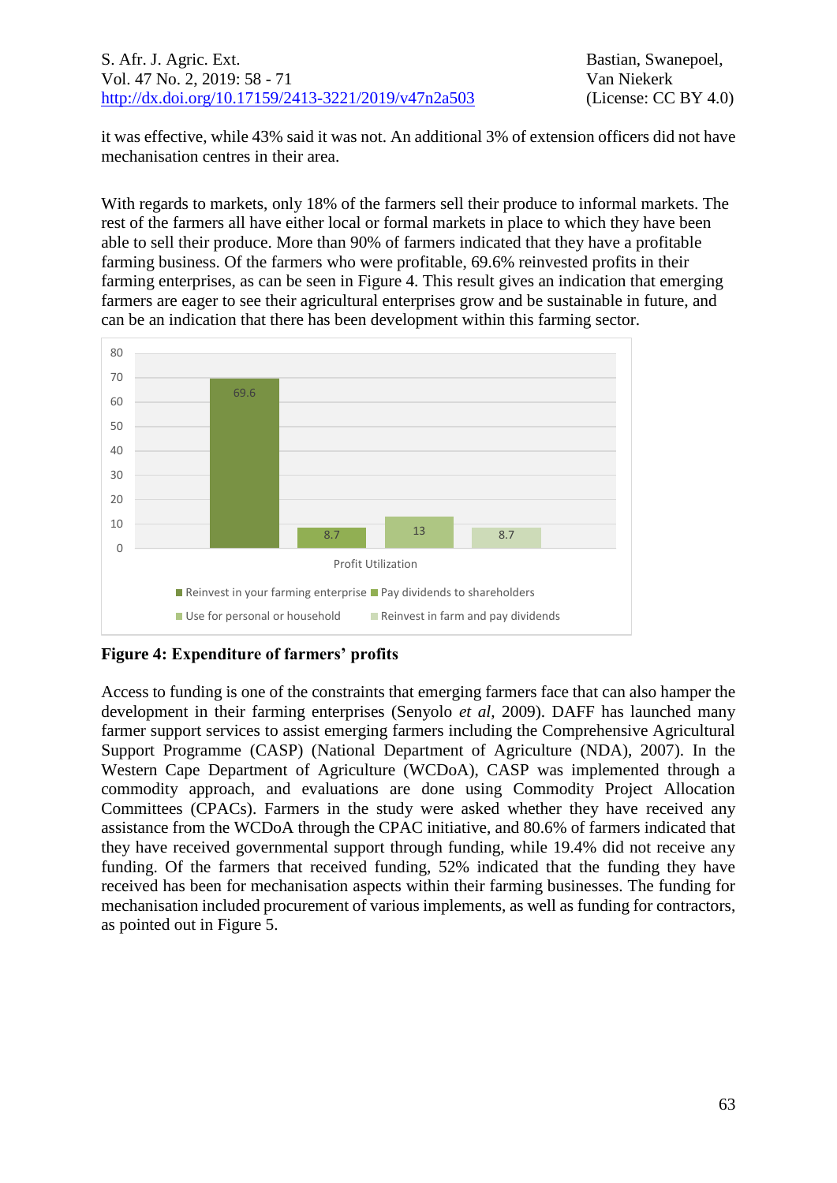it was effective, while 43% said it was not. An additional 3% of extension officers did not have mechanisation centres in their area.

With regards to markets, only 18% of the farmers sell their produce to informal markets. The rest of the farmers all have either local or formal markets in place to which they have been able to sell their produce. More than 90% of farmers indicated that they have a profitable farming business. Of the farmers who were profitable, 69.6% reinvested profits in their farming enterprises, as can be seen in Figure 4. This result gives an indication that emerging farmers are eager to see their agricultural enterprises grow and be sustainable in future, and can be an indication that there has been development within this farming sector.

| Profit Utilization | % |
|---|---|
| Reinvest in your farming enterprise | 69.6 |
| Pay dividends to shareholders | 8.7 |
| Use for personal or household | 13 |
| Reinvest in farm and pay dividends | 8.7 |

**Figure 4: Expenditure of farmers' profits**

Access to funding is one of the constraints that emerging farmers face that can also hamper the development in their farming enterprises (Senyolo *et al,* 2009). DAFF has launched many farmer support services to assist emerging farmers including the Comprehensive Agricultural Support Programme (CASP) (National Department of Agriculture (NDA), 2007). In the Western Cape Department of Agriculture (WCDoA), CASP was implemented through a commodity approach, and evaluations are done using Commodity Project Allocation Committees (CPACs). Farmers in the study were asked whether they have received any assistance from the WCDoA through the CPAC initiative, and 80.6% of farmers indicated that they have received governmental support through funding, while 19.4% did not receive any funding. Of the farmers that received funding, 52% indicated that the funding they have received has been for mechanisation aspects within their farming businesses. The funding for mechanisation included procurement of various implements, as well as funding for contractors, as pointed out in Figure 5.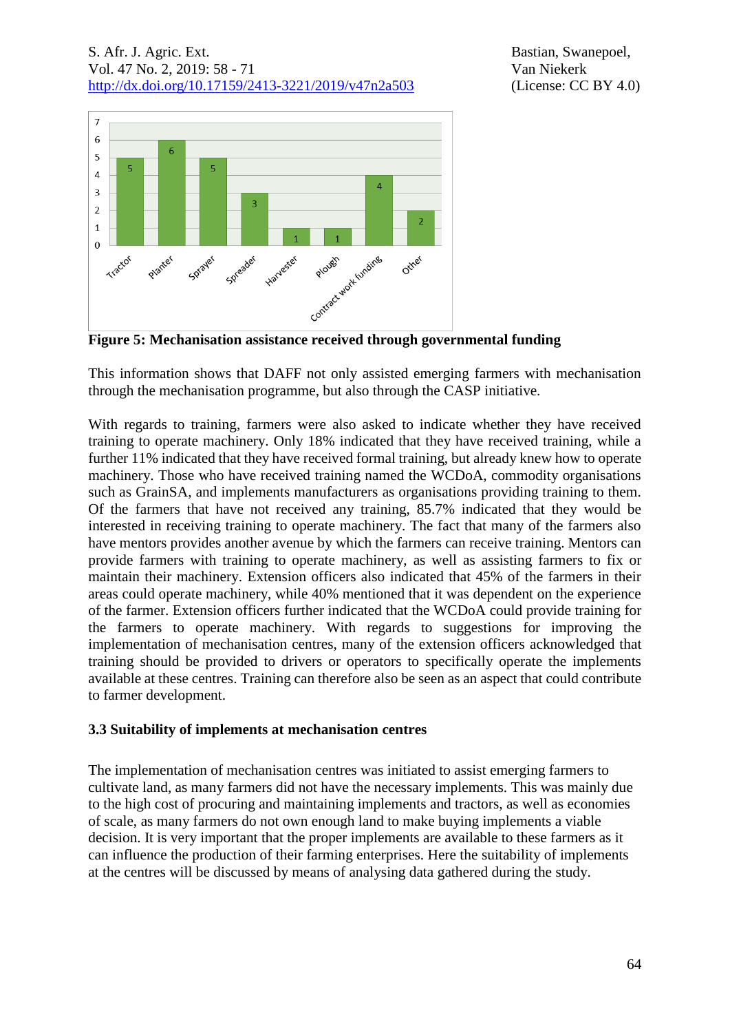**Figure 5: Mechanisation assistance received through governmental funding**

This information shows that DAFF not only assisted emerging farmers with mechanisation through the mechanisation programme, but also through the CASP initiative.

With regards to training, farmers were also asked to indicate whether they have received training to operate machinery. Only 18% indicated that they have received training, while a further 11% indicated that they have received formal training, but already knew how to operate machinery. Those who have received training named the WCDoA, commodity organisations such as GrainSA, and implements manufacturers as organisations providing training to them. Of the farmers that have not received any training, 85.7% indicated that they would be interested in receiving training to operate machinery. The fact that many of the farmers also have mentors provides another avenue by which the farmers can receive training. Mentors can provide farmers with training to operate machinery, as well as assisting farmers to fix or maintain their machinery. Extension officers also indicated that 45% of the farmers in their areas could operate machinery, while 40% mentioned that it was dependent on the experience of the farmer. Extension officers further indicated that the WCDoA could provide training for the farmers to operate machinery. With regards to suggestions for improving the implementation of mechanisation centres, many of the extension officers acknowledged that training should be provided to drivers or operators to specifically operate the implements available at these centres. Training can therefore also be seen as an aspect that could contribute to farmer development.

### 3.3 Suitability of implements at mechanisation centres

The implementation of mechanisation centres was initiated to assist emerging farmers to cultivate land, as many farmers did not have the necessary implements. This was mainly due to the high cost of procuring and maintaining implements and tractors, as well as economies of scale, as many farmers do not own enough land to make buying implements a viable decision. It is very important that the proper implements are available to these farmers as it can influence the production of their farming enterprises. Here the suitability of implements at the centres will be discussed by means of analysing data gathered during the study.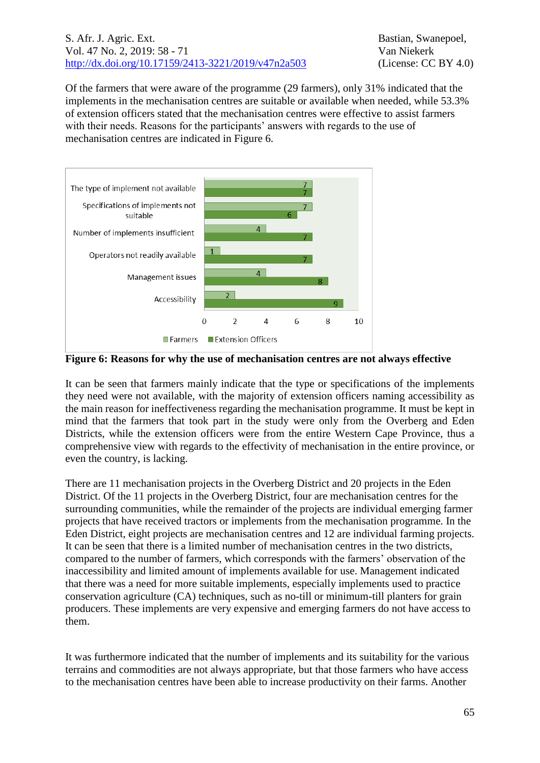Of the farmers that were aware of the programme (29 farmers), only 31% indicated that the implements in the mechanisation centres are suitable or available when needed, while 53.3% of extension officers stated that the mechanisation centres were effective to assist farmers with their needs. Reasons for the participants' answers with regards to the use of mechanisation centres are indicated in Figure 6.

| | Farmers | Extension Officers |
|---|---|---|
| The type of implement not available | 7 | 7 |
| Specifications of implements not suitable | 7 | 6 |
| Number of implements insufficient | 4 | 7 |
| Operators not readily available | 1 | 7 |
| Management issues | 4 | 8 |
| Accessibility | 2 | 9 |

**Figure 6: Reasons for why the use of mechanisation centres are not always effective**

It can be seen that farmers mainly indicate that the type or specifications of the implements they need were not available, with the majority of extension officers naming accessibility as the main reason for ineffectiveness regarding the mechanisation programme. It must be kept in mind that the farmers that took part in the study were only from the Overberg and Eden Districts, while the extension officers were from the entire Western Cape Province, thus a comprehensive view with regards to the effectivity of mechanisation in the entire province, or even the country, is lacking.

There are 11 mechanisation projects in the Overberg District and 20 projects in the Eden District. Of the 11 projects in the Overberg District, four are mechanisation centres for the surrounding communities, while the remainder of the projects are individual emerging farmer projects that have received tractors or implements from the mechanisation programme. In the Eden District, eight projects are mechanisation centres and 12 are individual farming projects. It can be seen that there is a limited number of mechanisation centres in the two districts, compared to the number of farmers, which corresponds with the farmers' observation of the inaccessibility and limited amount of implements available for use. Management indicated that there was a need for more suitable implements, especially implements used to practice conservation agriculture (CA) techniques, such as no-till or minimum-till planters for grain producers. These implements are very expensive and emerging farmers do not have access to them.

It was furthermore indicated that the number of implements and its suitability for the various terrains and commodities are not always appropriate, but that those farmers who have access to the mechanisation centres have been able to increase productivity on their farms. Another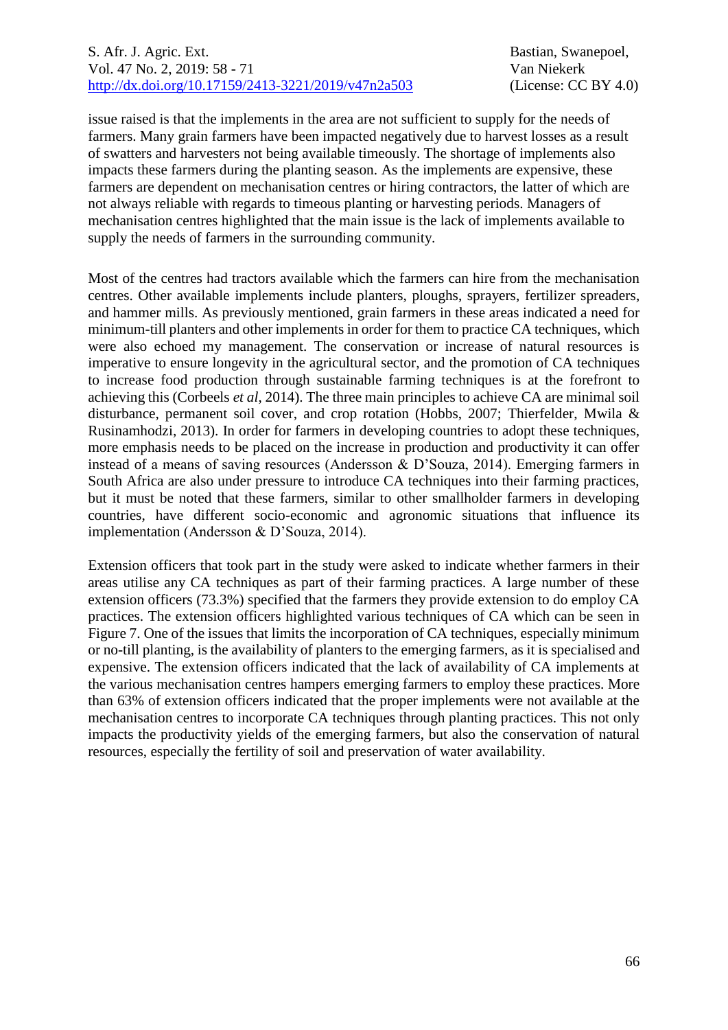issue raised is that the implements in the area are not sufficient to supply for the needs of farmers. Many grain farmers have been impacted negatively due to harvest losses as a result of swatters and harvesters not being available timeously. The shortage of implements also impacts these farmers during the planting season. As the implements are expensive, these farmers are dependent on mechanisation centres or hiring contractors, the latter of which are not always reliable with regards to timeous planting or harvesting periods. Managers of mechanisation centres highlighted that the main issue is the lack of implements available to supply the needs of farmers in the surrounding community.

Most of the centres had tractors available which the farmers can hire from the mechanisation centres. Other available implements include planters, ploughs, sprayers, fertilizer spreaders, and hammer mills. As previously mentioned, grain farmers in these areas indicated a need for minimum-till planters and other implements in order for them to practice CA techniques, which were also echoed my management. The conservation or increase of natural resources is imperative to ensure longevity in the agricultural sector, and the promotion of CA techniques to increase food production through sustainable farming techniques is at the forefront to achieving this (Corbeels *et al*, 2014). The three main principles to achieve CA are minimal soil disturbance, permanent soil cover, and crop rotation (Hobbs, 2007; Thierfelder, Mwila & Rusinamhodzi, 2013). In order for farmers in developing countries to adopt these techniques, more emphasis needs to be placed on the increase in production and productivity it can offer instead of a means of saving resources (Andersson & D'Souza, 2014). Emerging farmers in South Africa are also under pressure to introduce CA techniques into their farming practices, but it must be noted that these farmers, similar to other smallholder farmers in developing countries, have different socio-economic and agronomic situations that influence its implementation (Andersson & D'Souza, 2014).

Extension officers that took part in the study were asked to indicate whether farmers in their areas utilise any CA techniques as part of their farming practices. A large number of these extension officers (73.3%) specified that the farmers they provide extension to do employ CA practices. The extension officers highlighted various techniques of CA which can be seen in Figure 7. One of the issues that limits the incorporation of CA techniques, especially minimum or no-till planting, is the availability of planters to the emerging farmers, as it is specialised and expensive. The extension officers indicated that the lack of availability of CA implements at the various mechanisation centres hampers emerging farmers to employ these practices. More than 63% of extension officers indicated that the proper implements were not available at the mechanisation centres to incorporate CA techniques through planting practices. This not only impacts the productivity yields of the emerging farmers, but also the conservation of natural resources, especially the fertility of soil and preservation of water availability.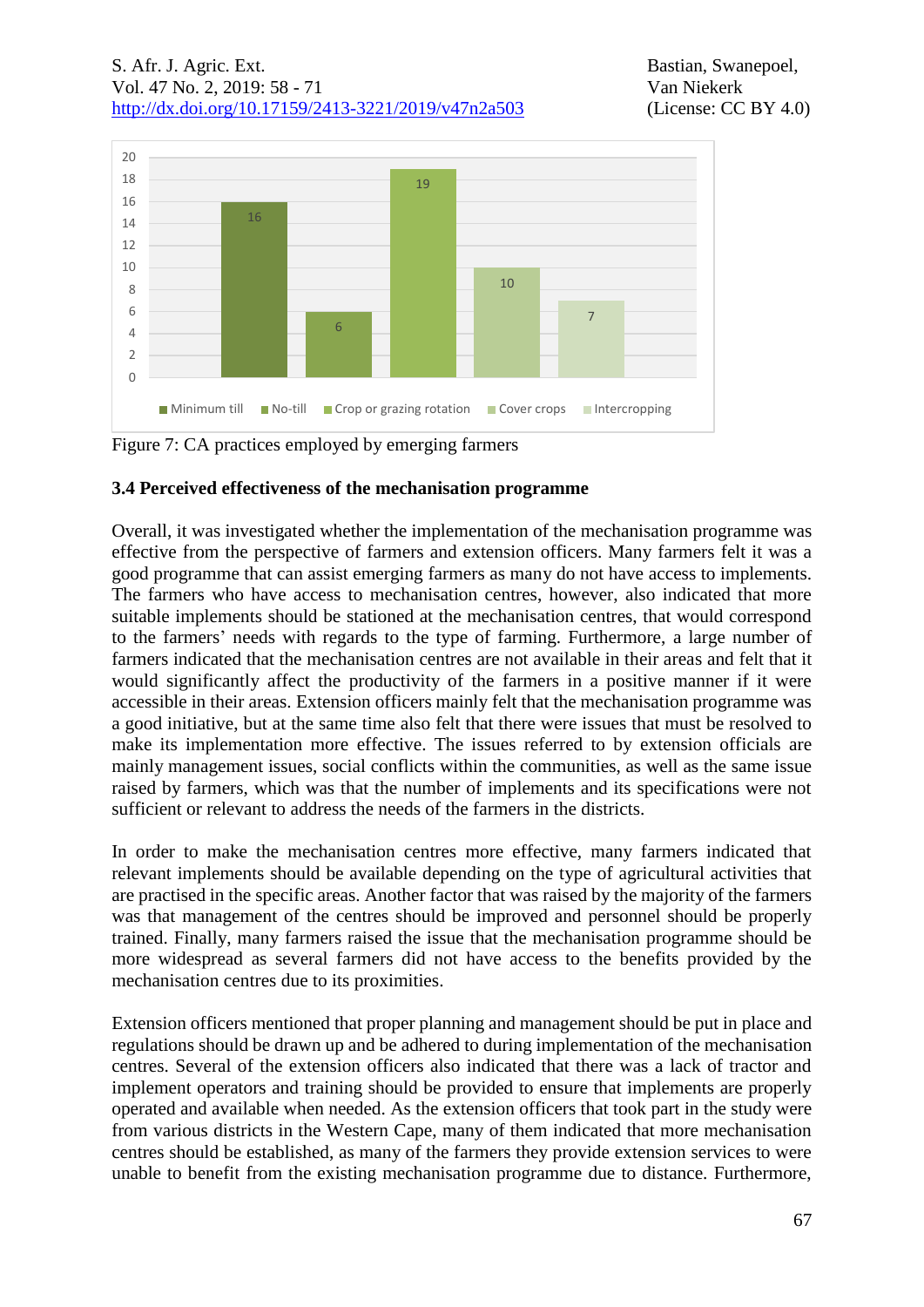Figure 7: CA practices employed by emerging farmers

### 3.4 Perceived effectiveness of the mechanisation programme

Overall, it was investigated whether the implementation of the mechanisation programme was effective from the perspective of farmers and extension officers. Many farmers felt it was a good programme that can assist emerging farmers as many do not have access to implements. The farmers who have access to mechanisation centres, however, also indicated that more suitable implements should be stationed at the mechanisation centres, that would correspond to the farmers' needs with regards to the type of farming. Furthermore, a large number of farmers indicated that the mechanisation centres are not available in their areas and felt that it would significantly affect the productivity of the farmers in a positive manner if it were accessible in their areas. Extension officers mainly felt that the mechanisation programme was a good initiative, but at the same time also felt that there were issues that must be resolved to make its implementation more effective. The issues referred to by extension officials are mainly management issues, social conflicts within the communities, as well as the same issue raised by farmers, which was that the number of implements and its specifications were not sufficient or relevant to address the needs of the farmers in the districts.

In order to make the mechanisation centres more effective, many farmers indicated that relevant implements should be available depending on the type of agricultural activities that are practised in the specific areas. Another factor that was raised by the majority of the farmers was that management of the centres should be improved and personnel should be properly trained. Finally, many farmers raised the issue that the mechanisation programme should be more widespread as several farmers did not have access to the benefits provided by the mechanisation centres due to its proximities.

Extension officers mentioned that proper planning and management should be put in place and regulations should be drawn up and be adhered to during implementation of the mechanisation centres. Several of the extension officers also indicated that there was a lack of tractor and implement operators and training should be provided to ensure that implements are properly operated and available when needed. As the extension officers that took part in the study were from various districts in the Western Cape, many of them indicated that more mechanisation centres should be established, as many of the farmers they provide extension services to were unable to benefit from the existing mechanisation programme due to distance. Furthermore,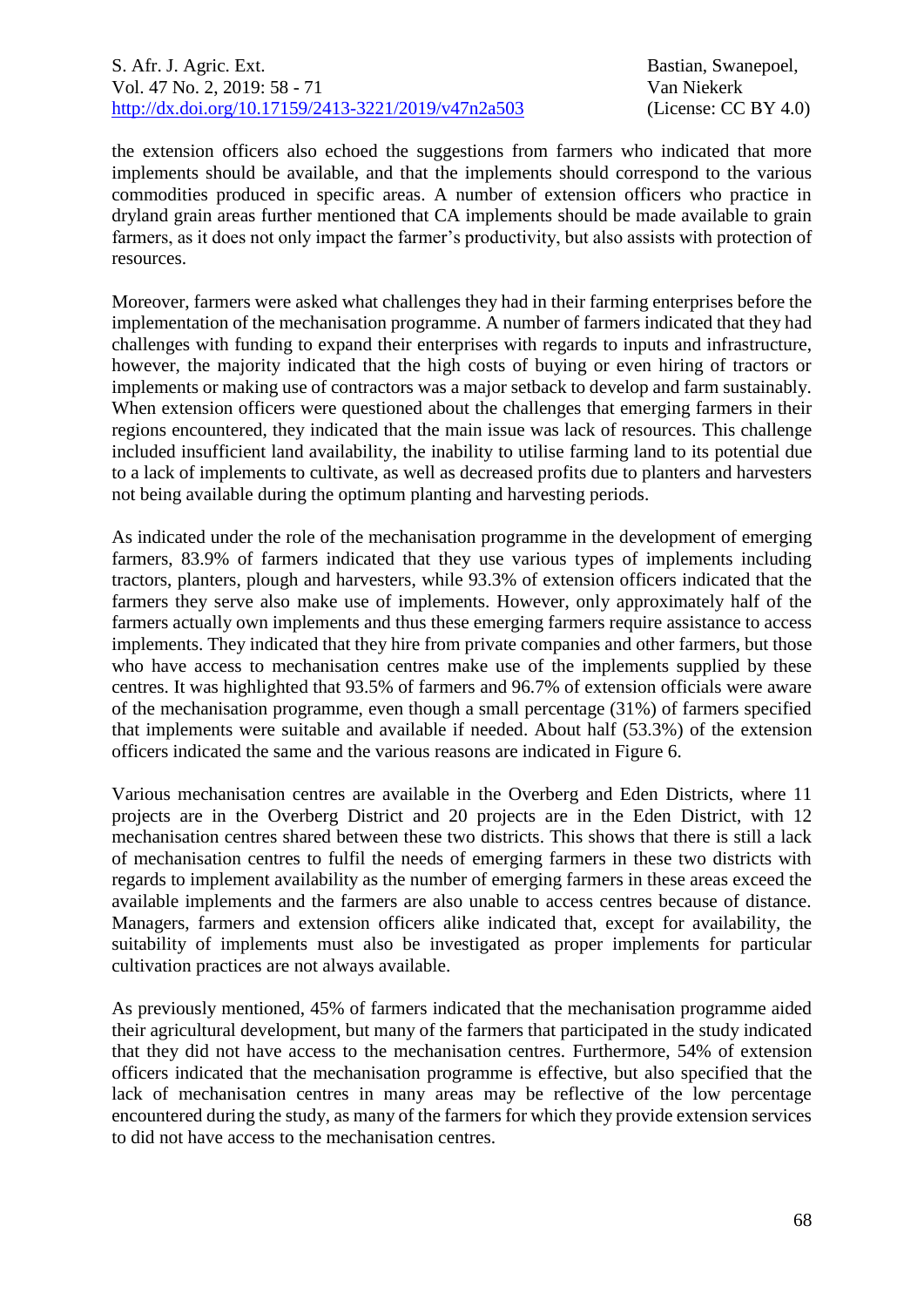the extension officers also echoed the suggestions from farmers who indicated that more implements should be available, and that the implements should correspond to the various commodities produced in specific areas. A number of extension officers who practice in dryland grain areas further mentioned that CA implements should be made available to grain farmers, as it does not only impact the farmer's productivity, but also assists with protection of resources.

Moreover, farmers were asked what challenges they had in their farming enterprises before the implementation of the mechanisation programme. A number of farmers indicated that they had challenges with funding to expand their enterprises with regards to inputs and infrastructure, however, the majority indicated that the high costs of buying or even hiring of tractors or implements or making use of contractors was a major setback to develop and farm sustainably. When extension officers were questioned about the challenges that emerging farmers in their regions encountered, they indicated that the main issue was lack of resources. This challenge included insufficient land availability, the inability to utilise farming land to its potential due to a lack of implements to cultivate, as well as decreased profits due to planters and harvesters not being available during the optimum planting and harvesting periods.

As indicated under the role of the mechanisation programme in the development of emerging farmers, 83.9% of farmers indicated that they use various types of implements including tractors, planters, plough and harvesters, while 93.3% of extension officers indicated that the farmers they serve also make use of implements. However, only approximately half of the farmers actually own implements and thus these emerging farmers require assistance to access implements. They indicated that they hire from private companies and other farmers, but those who have access to mechanisation centres make use of the implements supplied by these centres. It was highlighted that 93.5% of farmers and 96.7% of extension officials were aware of the mechanisation programme, even though a small percentage (31%) of farmers specified that implements were suitable and available if needed. About half (53.3%) of the extension officers indicated the same and the various reasons are indicated in Figure 6.

Various mechanisation centres are available in the Overberg and Eden Districts, where 11 projects are in the Overberg District and 20 projects are in the Eden District, with 12 mechanisation centres shared between these two districts. This shows that there is still a lack of mechanisation centres to fulfil the needs of emerging farmers in these two districts with regards to implement availability as the number of emerging farmers in these areas exceed the available implements and the farmers are also unable to access centres because of distance. Managers, farmers and extension officers alike indicated that, except for availability, the suitability of implements must also be investigated as proper implements for particular cultivation practices are not always available.

As previously mentioned, 45% of farmers indicated that the mechanisation programme aided their agricultural development, but many of the farmers that participated in the study indicated that they did not have access to the mechanisation centres. Furthermore, 54% of extension officers indicated that the mechanisation programme is effective, but also specified that the lack of mechanisation centres in many areas may be reflective of the low percentage encountered during the study, as many of the farmers for which they provide extension services to did not have access to the mechanisation centres.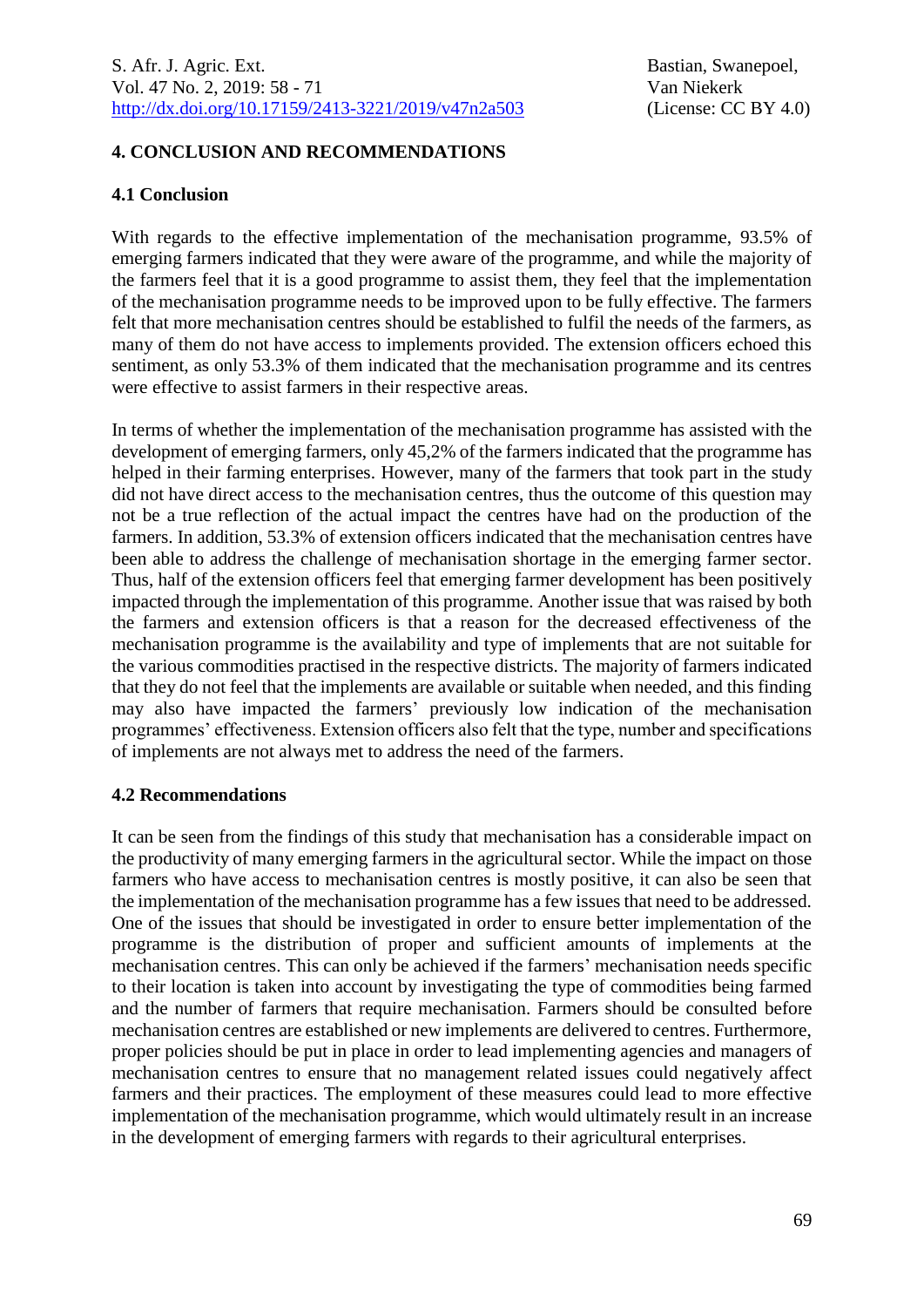## 4. CONCLUSION AND RECOMMENDATIONS

### 4.1 Conclusion

With regards to the effective implementation of the mechanisation programme, 93.5% of emerging farmers indicated that they were aware of the programme, and while the majority of the farmers feel that it is a good programme to assist them, they feel that the implementation of the mechanisation programme needs to be improved upon to be fully effective. The farmers felt that more mechanisation centres should be established to fulfil the needs of the farmers, as many of them do not have access to implements provided. The extension officers echoed this sentiment, as only 53.3% of them indicated that the mechanisation programme and its centres were effective to assist farmers in their respective areas.

In terms of whether the implementation of the mechanisation programme has assisted with the development of emerging farmers, only 45,2% of the farmers indicated that the programme has helped in their farming enterprises. However, many of the farmers that took part in the study did not have direct access to the mechanisation centres, thus the outcome of this question may not be a true reflection of the actual impact the centres have had on the production of the farmers. In addition, 53.3% of extension officers indicated that the mechanisation centres have been able to address the challenge of mechanisation shortage in the emerging farmer sector. Thus, half of the extension officers feel that emerging farmer development has been positively impacted through the implementation of this programme. Another issue that was raised by both the farmers and extension officers is that a reason for the decreased effectiveness of the mechanisation programme is the availability and type of implements that are not suitable for the various commodities practised in the respective districts. The majority of farmers indicated that they do not feel that the implements are available or suitable when needed, and this finding may also have impacted the farmers' previously low indication of the mechanisation programmes' effectiveness. Extension officers also felt that the type, number and specifications of implements are not always met to address the need of the farmers.

### 4.2 Recommendations

It can be seen from the findings of this study that mechanisation has a considerable impact on the productivity of many emerging farmers in the agricultural sector. While the impact on those farmers who have access to mechanisation centres is mostly positive, it can also be seen that the implementation of the mechanisation programme has a few issues that need to be addressed. One of the issues that should be investigated in order to ensure better implementation of the programme is the distribution of proper and sufficient amounts of implements at the mechanisation centres. This can only be achieved if the farmers' mechanisation needs specific to their location is taken into account by investigating the type of commodities being farmed and the number of farmers that require mechanisation. Farmers should be consulted before mechanisation centres are established or new implements are delivered to centres. Furthermore, proper policies should be put in place in order to lead implementing agencies and managers of mechanisation centres to ensure that no management related issues could negatively affect farmers and their practices. The employment of these measures could lead to more effective implementation of the mechanisation programme, which would ultimately result in an increase in the development of emerging farmers with regards to their agricultural enterprises.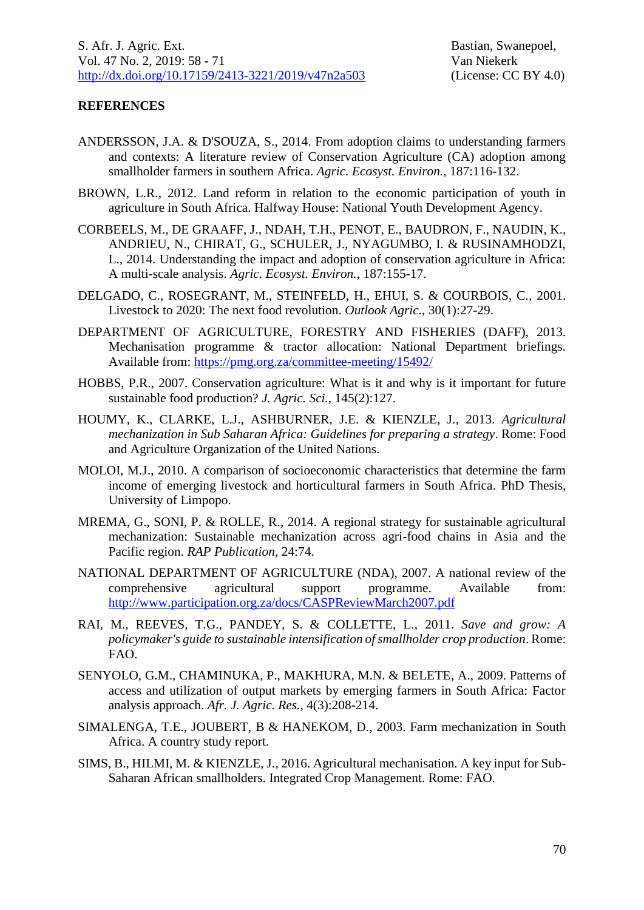## REFERENCES

ANDERSSON, J.A. & D'SOUZA, S., 2014. From adoption claims to understanding farmers and contexts: A literature review of Conservation Agriculture (CA) adoption among smallholder farmers in southern Africa. *Agric. Ecosyst. Environ.*, 187:116-132.

BROWN, L.R., 2012. Land reform in relation to the economic participation of youth in agriculture in South Africa. Halfway House: National Youth Development Agency.

CORBEELS, M., DE GRAAFF, J., NDAH, T.H., PENOT, E., BAUDRON, F., NAUDIN, K., ANDRIEU, N., CHIRAT, G., SCHULER, J., NYAGUMBO, I. & RUSINAMHODZI, L., 2014. Understanding the impact and adoption of conservation agriculture in Africa: A multi-scale analysis. *Agric. Ecosyst. Environ.*, 187:155-17.

DELGADO, C., ROSEGRANT, M., STEINFELD, H., EHUI, S. & COURBOIS, C., 2001. Livestock to 2020: The next food revolution. *Outlook Agric.*, 30(1):27-29.

DEPARTMENT OF AGRICULTURE, FORESTRY AND FISHERIES (DAFF), 2013. Mechanisation programme & tractor allocation: National Department briefings. Available from: https://pmg.org.za/committee-meeting/15492/

HOBBS, P.R., 2007. Conservation agriculture: What is it and why is it important for future sustainable food production? *J. Agric. Sci.*, 145(2):127.

HOUMY, K., CLARKE, L.J., ASHBURNER, J.E. & KIENZLE, J., 2013. *Agricultural mechanization in Sub Saharan Africa: Guidelines for preparing a strategy*. Rome: Food and Agriculture Organization of the United Nations.

MOLOI, M.J., 2010. A comparison of socioeconomic characteristics that determine the farm income of emerging livestock and horticultural farmers in South Africa. PhD Thesis, University of Limpopo.

MREMA, G., SONI, P. & ROLLE, R., 2014. A regional strategy for sustainable agricultural mechanization: Sustainable mechanization across agri-food chains in Asia and the Pacific region. *RAP Publication*, 24:74.

NATIONAL DEPARTMENT OF AGRICULTURE (NDA), 2007. A national review of the comprehensive agricultural support programme. Available from: http://www.participation.org.za/docs/CASPReviewMarch2007.pdf

RAI, M., REEVES, T.G., PANDEY, S. & COLLETTE, L., 2011. *Save and grow: A policymaker's guide to sustainable intensification of smallholder crop production*. Rome: FAO.

SENYOLO, G.M., CHAMINUKA, P., MAKHURA, M.N. & BELETE, A., 2009. Patterns of access and utilization of output markets by emerging farmers in South Africa: Factor analysis approach. *Afr. J. Agric. Res.*, 4(3):208-214.

SIMALENGA, T.E., JOUBERT, B & HANEKOM, D., 2003. Farm mechanization in South Africa. A country study report.

SIMS, B., HILMI, M. & KIENZLE, J., 2016. Agricultural mechanisation. A key input for Sub-Saharan African smallholders. Integrated Crop Management. Rome: FAO.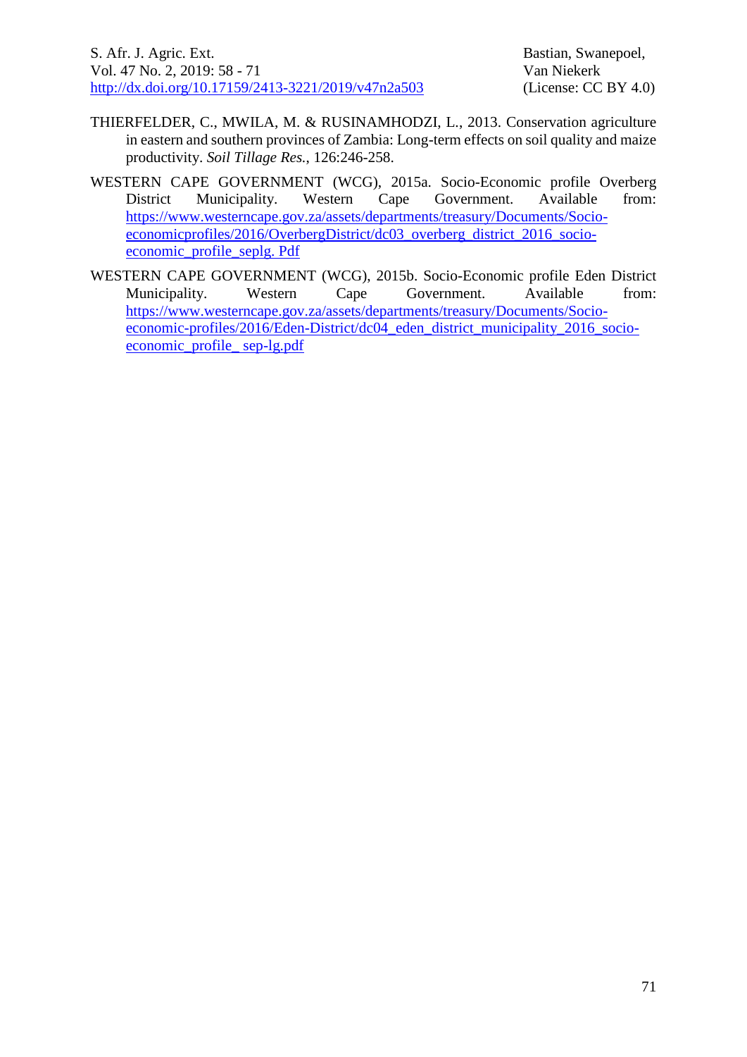THIERFELDER, C., MWILA, M. & RUSINAMHODZI, L., 2013. Conservation agriculture in eastern and southern provinces of Zambia: Long-term effects on soil quality and maize productivity. *Soil Tillage Res.*, 126:246-258.

WESTERN CAPE GOVERNMENT (WCG), 2015a. Socio-Economic profile Overberg District Municipality. Western Cape Government. Available from: https://www.westerncape.gov.za/assets/departments/treasury/Documents/Socio-economicprofiles/2016/OverbergDistrict/dc03_overberg_district_2016_socio-economic_profile_seplg. Pdf

WESTERN CAPE GOVERNMENT (WCG), 2015b. Socio-Economic profile Eden District Municipality. Western Cape Government. Available from: https://www.westerncape.gov.za/assets/departments/treasury/Documents/Socio-economic-profiles/2016/Eden-District/dc04_eden_district_municipality_2016_socio-economic_profile_ sep-lg.pdf